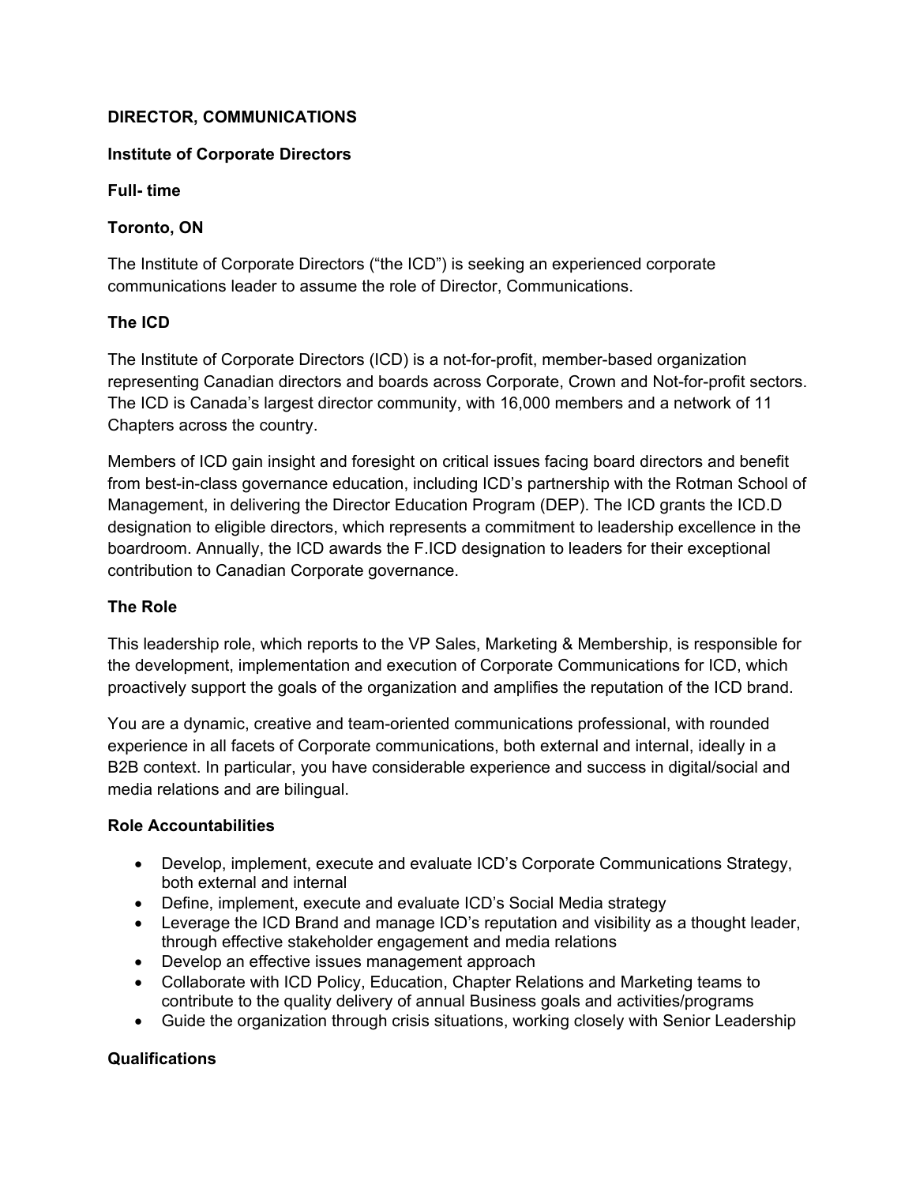**DIRECTOR, COMMUNICATIONS**

**Institute of Corporate Directors**

**Full- time**

**Toronto, ON**

The Institute of Corporate Directors ("the ICD") is seeking an experienced corporate communications leader to assume the role of Director, Communications.

**The ICD**

The Institute of Corporate Directors (ICD) is a not-for-profit, member-based organization representing Canadian directors and boards across Corporate, Crown and Not-for-profit sectors. The ICD is Canada's largest director community, with 16,000 members and a network of 11 Chapters across the country.

Members of ICD gain insight and foresight on critical issues facing board directors and benefit from best-in-class governance education, including ICD's partnership with the Rotman School of Management, in delivering the Director Education Program (DEP). The ICD grants the ICD.D designation to eligible directors, which represents a commitment to leadership excellence in the boardroom. Annually, the ICD awards the F.ICD designation to leaders for their exceptional contribution to Canadian Corporate governance.

**The Role**

This leadership role, which reports to the VP Sales, Marketing & Membership, is responsible for the development, implementation and execution of Corporate Communications for ICD, which proactively support the goals of the organization and amplifies the reputation of the ICD brand.

You are a dynamic, creative and team-oriented communications professional, with rounded experience in all facets of Corporate communications, both external and internal, ideally in a B2B context. In particular, you have considerable experience and success in digital/social and media relations and are bilingual.

**Role Accountabilities**

- Develop, implement, execute and evaluate ICD's Corporate Communications Strategy, both external and internal
- Define, implement, execute and evaluate ICD's Social Media strategy
- Leverage the ICD Brand and manage ICD's reputation and visibility as a thought leader, through effective stakeholder engagement and media relations
- Develop an effective issues management approach
- Collaborate with ICD Policy, Education, Chapter Relations and Marketing teams to contribute to the quality delivery of annual Business goals and activities/programs
- Guide the organization through crisis situations, working closely with Senior Leadership

**Qualifications**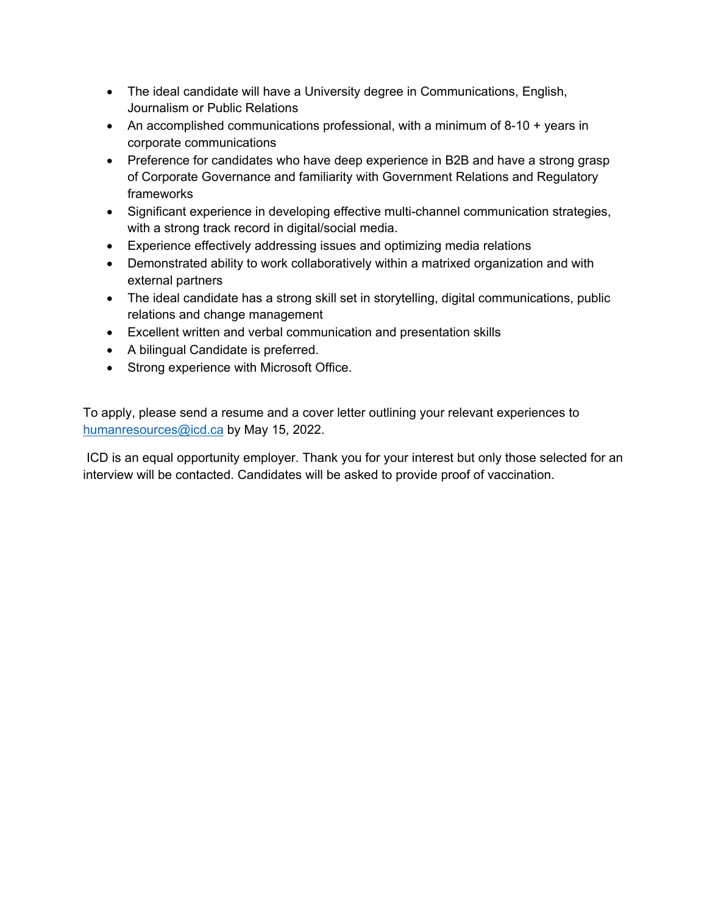- The ideal candidate will have a University degree in Communications, English, Journalism or Public Relations
- An accomplished communications professional, with a minimum of 8-10 + years in corporate communications
- Preference for candidates who have deep experience in B2B and have a strong grasp of Corporate Governance and familiarity with Government Relations and Regulatory frameworks
- Significant experience in developing effective multi-channel communication strategies, with a strong track record in digital/social media.
- Experience effectively addressing issues and optimizing media relations
- Demonstrated ability to work collaboratively within a matrixed organization and with external partners
- The ideal candidate has a strong skill set in storytelling, digital communications, public relations and change management
- Excellent written and verbal communication and presentation skills
- A bilingual Candidate is preferred.
- Strong experience with Microsoft Office.

To apply, please send a resume and a cover letter outlining your relevant experiences to humanresources@icd.ca by May 15, 2022.

ICD is an equal opportunity employer. Thank you for your interest but only those selected for an interview will be contacted. Candidates will be asked to provide proof of vaccination.